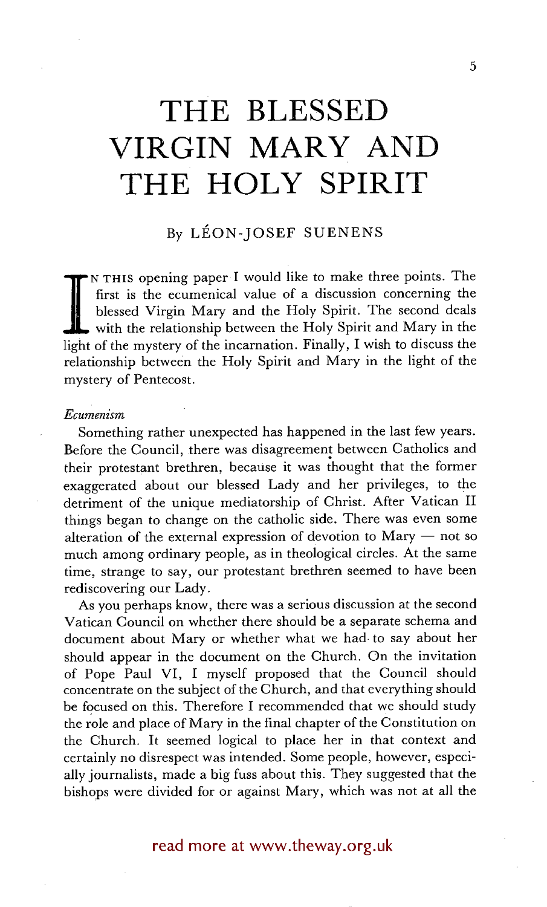# THE BLESSED VIRGIN MARY AND THE HOLY SPIRIT

By LÉON-JOSEF SUENENS

In this opening paper I would like to make three points. The first is the ecumenical value of a discussion concerning the blessed Virgin Mary and the Holy Spirit. The second deals with the relationship between the Holy Spirit and Mary in the light of the mystery of the incarnation. Finally, I wish to discuss the relationship between the Holy Spirit and Mary in the light of the mystery of Pentecost.

*Ecumenism*

Something rather unexpected has happened in the last few years. Before the Council, there was disagreement between Catholics and their protestant brethren, because it was thought that the former exaggerated about our blessed Lady and her privileges, to the detriment of the unique mediatorship of Christ. After Vatican II things began to change on the catholic side. There was even some alteration of the external expression of devotion to Mary — not so much among ordinary people, as in theological circles. At the same time, strange to say, our protestant brethren seemed to have been rediscovering our Lady.

As you perhaps know, there was a serious discussion at the second Vatican Council on whether there should be a separate schema and document about Mary or whether what we had to say about her should appear in the document on the Church. On the invitation of Pope Paul VI, I myself proposed that the Council should concentrate on the subject of the Church, and that everything should be focused on this. Therefore I recommended that we should study the role and place of Mary in the final chapter of the Constitution on the Church. It seemed logical to place her in that context and certainly no disrespect was intended. Some people, however, especially journalists, made a big fuss about this. They suggested that the bishops were divided for or against Mary, which was not at all the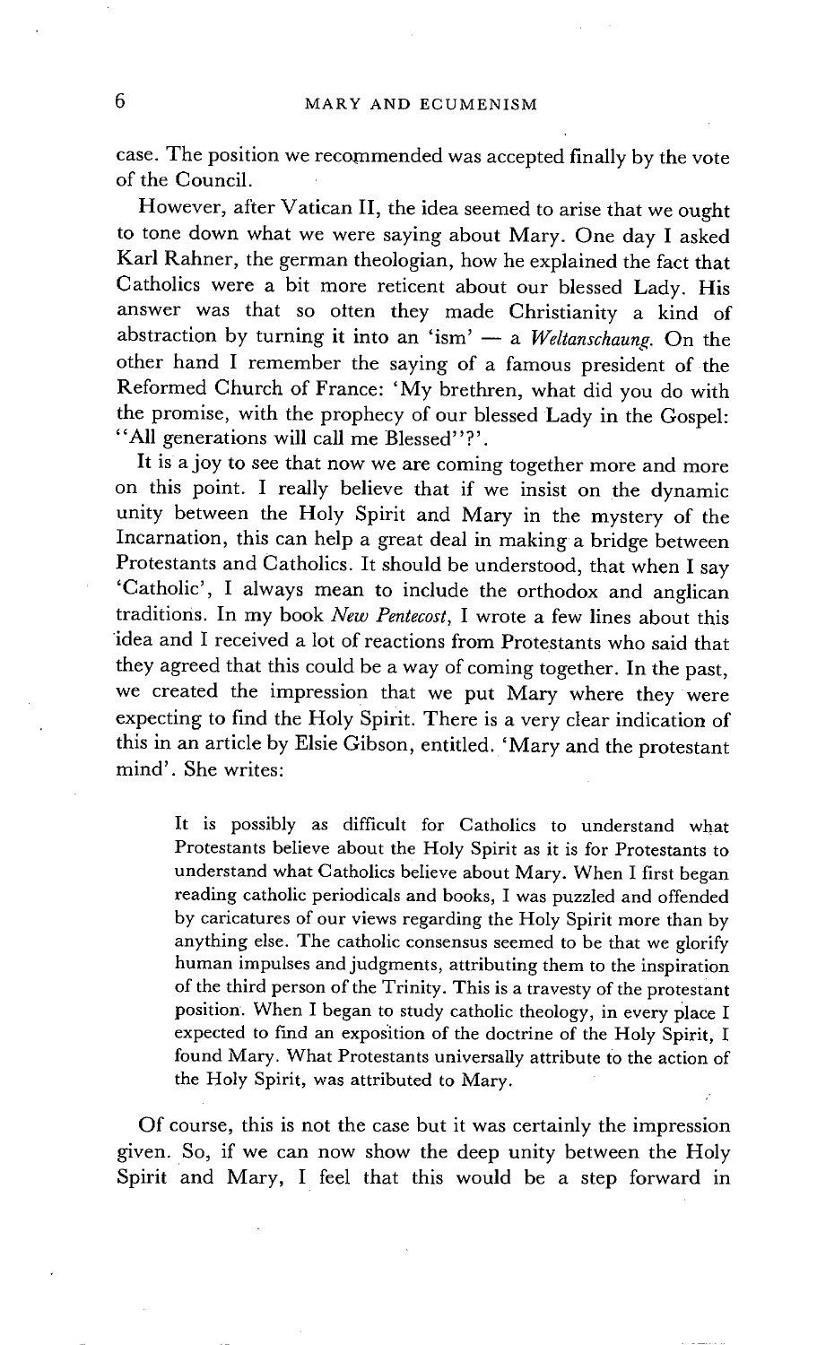case. The position we recommended was accepted finally by the vote of the Council.

However, after Vatican II, the idea seemed to arise that we ought to tone down what we were saying about Mary. One day I asked Karl Rahner, the german theologian, how he explained the fact that Catholics were a bit more reticent about our blessed Lady. His answer was that so often they made Christianity a kind of abstraction by turning it into an 'ism' — a *Weltanschaung*. On the other hand I remember the saying of a famous president of the Reformed Church of France: 'My brethren, what did you do with the promise, with the prophecy of our blessed Lady in the Gospel: "All generations will call me Blessed"?'.

It is a joy to see that now we are coming together more and more on this point. I really believe that if we insist on the dynamic unity between the Holy Spirit and Mary in the mystery of the Incarnation, this can help a great deal in making a bridge between Protestants and Catholics. It should be understood, that when I say 'Catholic', I always mean to include the orthodox and anglican traditions. In my book *New Pentecost*, I wrote a few lines about this idea and I received a lot of reactions from Protestants who said that they agreed that this could be a way of coming together. In the past, we created the impression that we put Mary where they were expecting to find the Holy Spirit. There is a very clear indication of this in an article by Elsie Gibson, entitled. 'Mary and the protestant mind'. She writes:

> It is possibly as difficult for Catholics to understand what Protestants believe about the Holy Spirit as it is for Protestants to understand what Catholics believe about Mary. When I first began reading catholic periodicals and books, I was puzzled and offended by caricatures of our views regarding the Holy Spirit more than by anything else. The catholic consensus seemed to be that we glorify human impulses and judgments, attributing them to the inspiration of the third person of the Trinity. This is a travesty of the protestant position. When I began to study catholic theology, in every place I expected to find an exposition of the doctrine of the Holy Spirit, I found Mary. What Protestants universally attribute to the action of the Holy Spirit, was attributed to Mary.

Of course, this is not the case but it was certainly the impression given. So, if we can now show the deep unity between the Holy Spirit and Mary, I feel that this would be a step forward in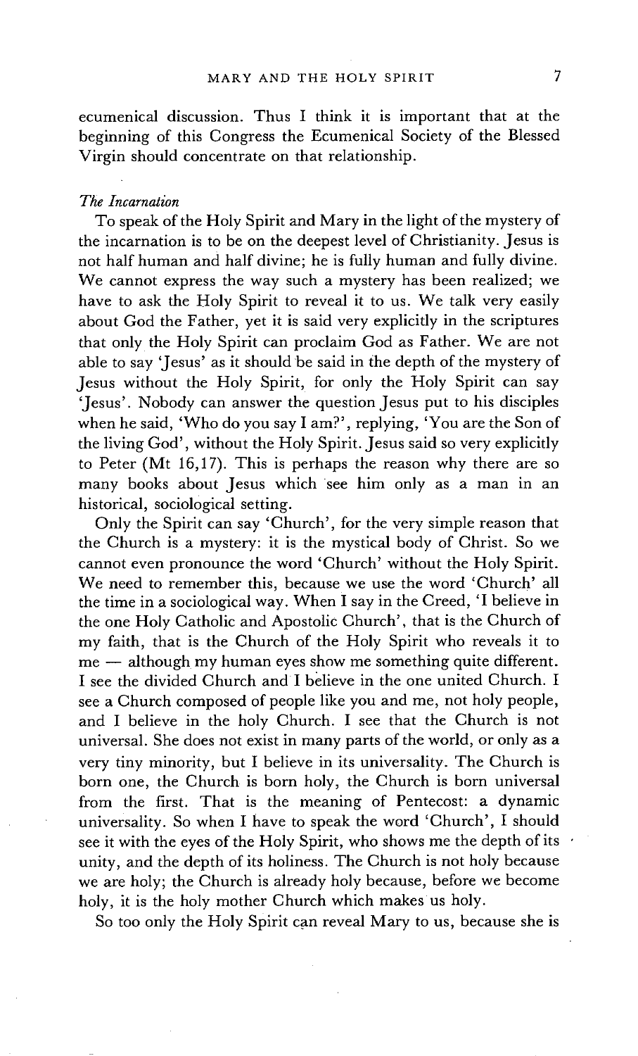ecumenical discussion. Thus I think it is important that at the beginning of this Congress the Ecumenical Society of the Blessed Virgin should concentrate on that relationship.

### *The Incarnation*

To speak of the Holy Spirit and Mary in the light of the mystery of the incarnation is to be on the deepest level of Christianity. Jesus is not half human and half divine; he is fully human and fully divine. We cannot express the way such a mystery has been realized; we have to ask the Holy Spirit to reveal it to us. We talk very easily about God the Father, yet it is said very explicitly in the scriptures that only the Holy Spirit can proclaim God as Father. We are not able to say 'Jesus' as it should be said in the depth of the mystery of Jesus without the Holy Spirit, for only the Holy Spirit can say 'Jesus'. Nobody can answer the question Jesus put to his disciples when he said, 'Who do you say I am?', replying, 'You are the Son of the living God', without the Holy Spirit. Jesus said so very explicitly to Peter (Mt 16,17). This is perhaps the reason why there are so many books about Jesus which see him only as a man in an historical, sociological setting.

Only the Spirit can say 'Church', for the very simple reason that the Church is a mystery: it is the mystical body of Christ. So we cannot even pronounce the word 'Church' without the Holy Spirit. We need to remember this, because we use the word 'Church' all the time in a sociological way. When I say in the Creed, 'I believe in the one Holy Catholic and Apostolic Church', that is the Church of my faith, that is the Church of the Holy Spirit who reveals it to me — although my human eyes show me something quite different. I see the divided Church and I believe in the one united Church. I see a Church composed of people like you and me, not holy people, and I believe in the holy Church. I see that the Church is not universal. She does not exist in many parts of the world, or only as a very tiny minority, but I believe in its universality. The Church is born one, the Church is born holy, the Church is born universal from the first. That is the meaning of Pentecost: a dynamic universality. So when I have to speak the word 'Church', I should see it with the eyes of the Holy Spirit, who shows me the depth of its unity, and the depth of its holiness. The Church is not holy because we are holy; the Church is already holy because, before we become holy, it is the holy mother Church which makes us holy.

So too only the Holy Spirit can reveal Mary to us, because she is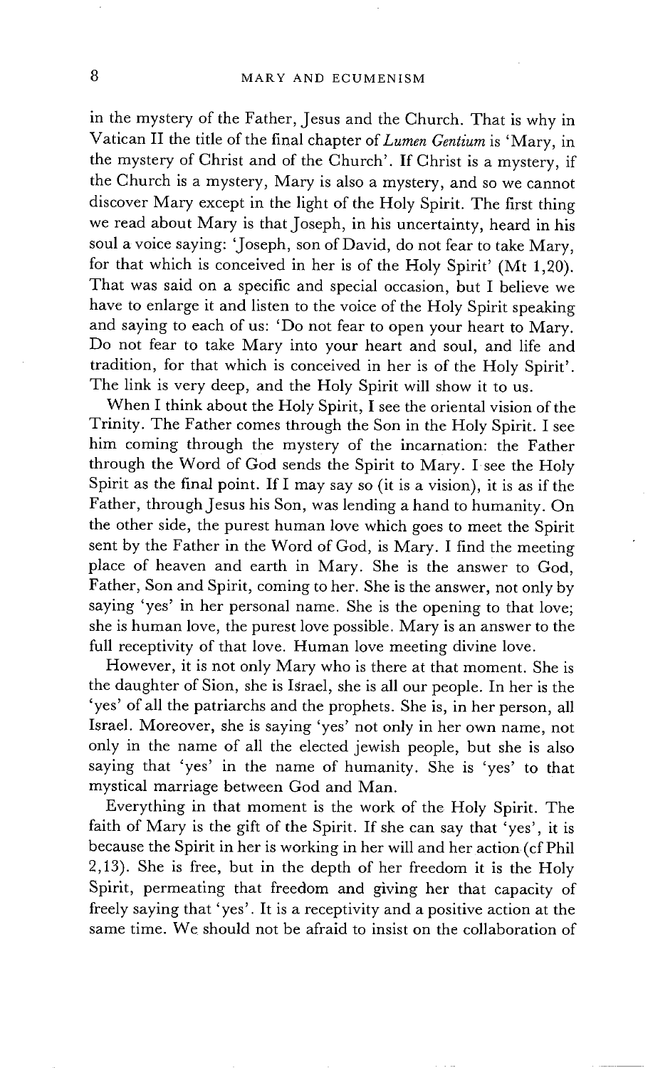in the mystery of the Father, Jesus and the Church. That is why in Vatican II the title of the final chapter of *Lumen Gentium* is 'Mary, in the mystery of Christ and of the Church'. If Christ is a mystery, if the Church is a mystery, Mary is also a mystery, and so we cannot discover Mary except in the light of the Holy Spirit. The first thing we read about Mary is that Joseph, in his uncertainty, heard in his soul a voice saying: 'Joseph, son of David, do not fear to take Mary, for that which is conceived in her is of the Holy Spirit' (Mt 1,20). That was said on a specific and special occasion, but I believe we have to enlarge it and listen to the voice of the Holy Spirit speaking and saying to each of us: 'Do not fear to open your heart to Mary. Do not fear to take Mary into your heart and soul, and life and tradition, for that which is conceived in her is of the Holy Spirit'. The link is very deep, and the Holy Spirit will show it to us.

When I think about the Holy Spirit, I see the oriental vision of the Trinity. The Father comes through the Son in the Holy Spirit. I see him coming through the mystery of the incarnation: the Father through the Word of God sends the Spirit to Mary. I see the Holy Spirit as the final point. If I may say so (it is a vision), it is as if the Father, through Jesus his Son, was lending a hand to humanity. On the other side, the purest human love which goes to meet the Spirit sent by the Father in the Word of God, is Mary. I find the meeting place of heaven and earth in Mary. She is the answer to God, Father, Son and Spirit, coming to her. She is the answer, not only by saying 'yes' in her personal name. She is the opening to that love; she is human love, the purest love possible. Mary is an answer to the full receptivity of that love. Human love meeting divine love.

However, it is not only Mary who is there at that moment. She is the daughter of Sion, she is Israel, she is all our people. In her is the 'yes' of all the patriarchs and the prophets. She is, in her person, all Israel. Moreover, she is saying 'yes' not only in her own name, not only in the name of all the elected jewish people, but she is also saying that 'yes' in the name of humanity. She is 'yes' to that mystical marriage between God and Man.

Everything in that moment is the work of the Holy Spirit. The faith of Mary is the gift of the Spirit. If she can say that 'yes', it is because the Spirit in her is working in her will and her action (cf Phil 2,13). She is free, but in the depth of her freedom it is the Holy Spirit, permeating that freedom and giving her that capacity of freely saying that 'yes'. It is a receptivity and a positive action at the same time. We should not be afraid to insist on the collaboration of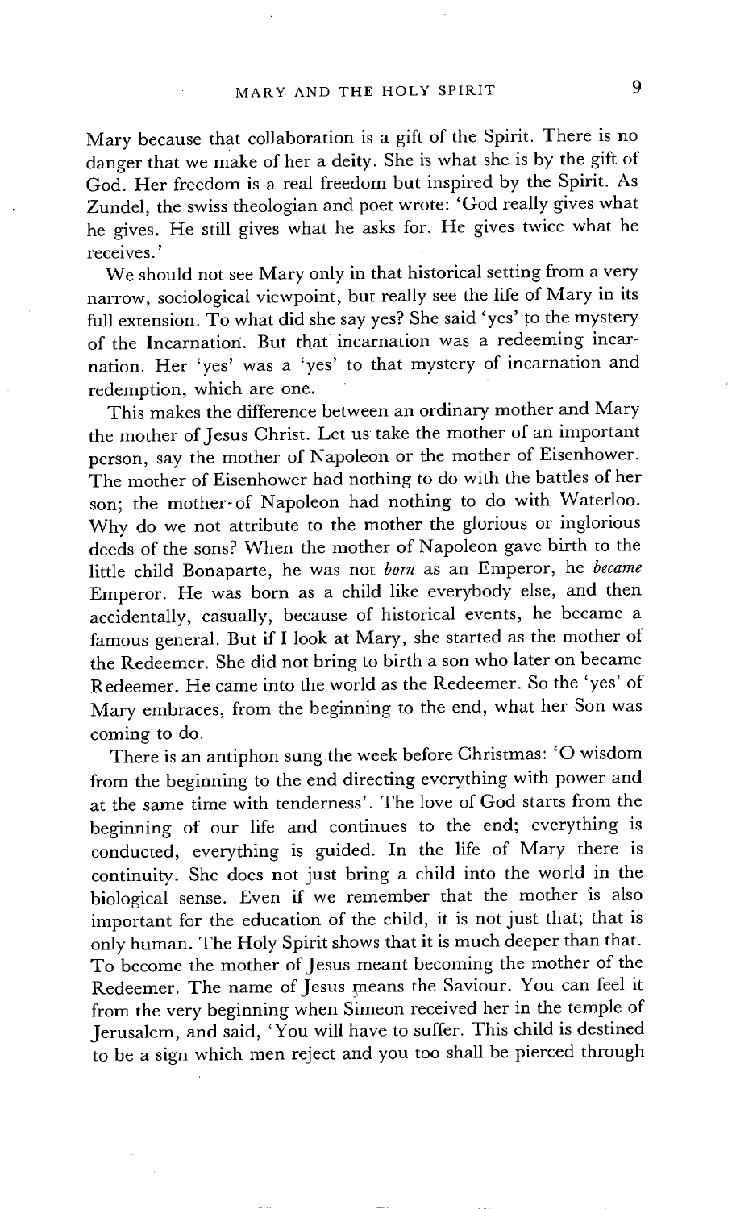Mary because that collaboration is a gift of the Spirit. There is no danger that we make of her a deity. She is what she is by the gift of God. Her freedom is a real freedom but inspired by the Spirit. As Zundel, the swiss theologian and poet wrote: 'God really gives what he gives. He still gives what he asks for. He gives twice what he receives.'

We should not see Mary only in that historical setting from a very narrow, sociological viewpoint, but really see the life of Mary in its full extension. To what did she say yes? She said 'yes' to the mystery of the Incarnation. But that incarnation was a redeeming incarnation. Her 'yes' was a 'yes' to that mystery of incarnation and redemption, which are one.

This makes the difference between an ordinary mother and Mary the mother of Jesus Christ. Let us take the mother of an important person, say the mother of Napoleon or the mother of Eisenhower. The mother of Eisenhower had nothing to do with the battles of her son; the mother of Napoleon had nothing to do with Waterloo. Why do we not attribute to the mother the glorious or inglorious deeds of the sons? When the mother of Napoleon gave birth to the little child Bonaparte, he was not *born* as an Emperor, he *became* Emperor. He was born as a child like everybody else, and then accidentally, casually, because of historical events, he became a famous general. But if I look at Mary, she started as the mother of the Redeemer. She did not bring to birth a son who later on became Redeemer. He came into the world as the Redeemer. So the 'yes' of Mary embraces, from the beginning to the end, what her Son was coming to do.

There is an antiphon sung the week before Christmas: 'O wisdom from the beginning to the end directing everything with power and at the same time with tenderness'. The love of God starts from the beginning of our life and continues to the end; everything is conducted, everything is guided. In the life of Mary there is continuity. She does not just bring a child into the world in the biological sense. Even if we remember that the mother is also important for the education of the child, it is not just that; that is only human. The Holy Spirit shows that it is much deeper than that. To become the mother of Jesus meant becoming the mother of the Redeemer. The name of Jesus means the Saviour. You can feel it from the very beginning when Simeon received her in the temple of Jerusalem, and said, 'You will have to suffer. This child is destined to be a sign which men reject and you too shall be pierced through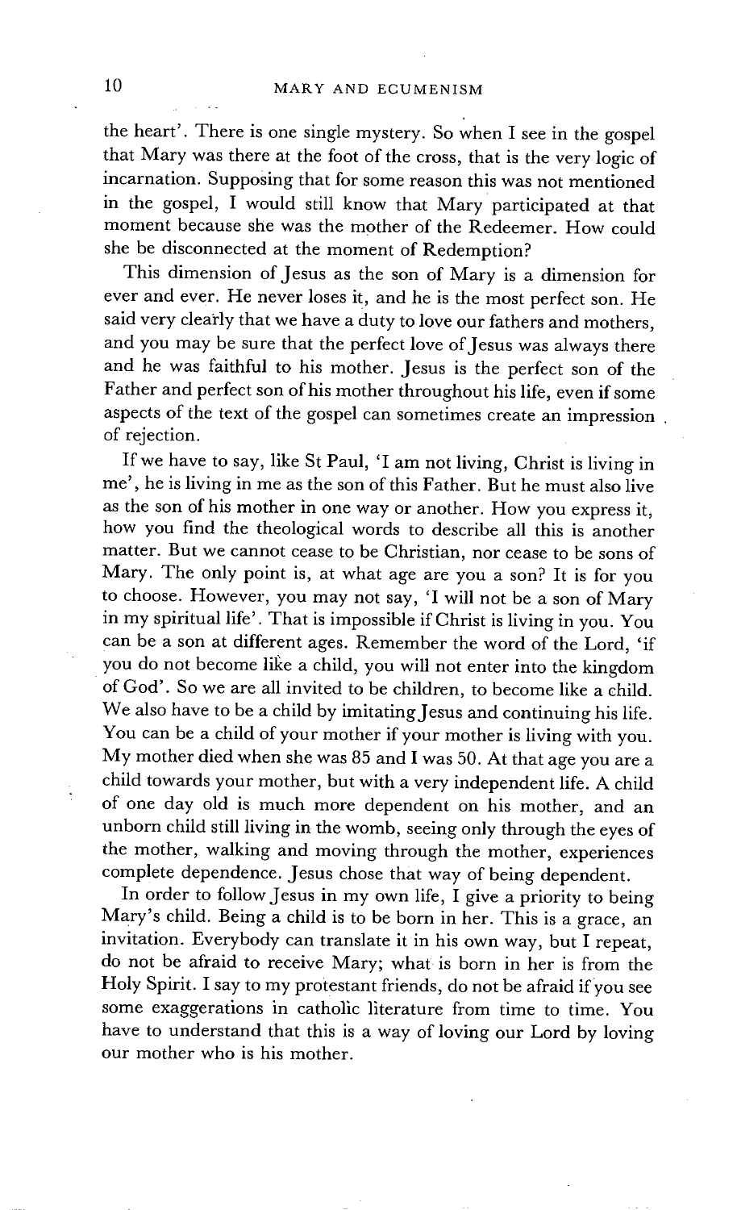the heart'. There is one single mystery. So when I see in the gospel that Mary was there at the foot of the cross, that is the very logic of incarnation. Supposing that for some reason this was not mentioned in the gospel, I would still know that Mary participated at that moment because she was the mother of the Redeemer. How could she be disconnected at the moment of Redemption?

This dimension of Jesus as the son of Mary is a dimension for ever and ever. He never loses it, and he is the most perfect son. He said very clearly that we have a duty to love our fathers and mothers, and you may be sure that the perfect love of Jesus was always there and he was faithful to his mother. Jesus is the perfect son of the Father and perfect son of his mother throughout his life, even if some aspects of the text of the gospel can sometimes create an impression of rejection.

If we have to say, like St Paul, 'I am not living, Christ is living in me', he is living in me as the son of this Father. But he must also live as the son of his mother in one way or another. How you express it, how you find the theological words to describe all this is another matter. But we cannot cease to be Christian, nor cease to be sons of Mary. The only point is, at what age are you a son? It is for you to choose. However, you may not say, 'I will not be a son of Mary in my spiritual life'. That is impossible if Christ is living in you. You can be a son at different ages. Remember the word of the Lord, 'if you do not become like a child, you will not enter into the kingdom of God'. So we are all invited to be children, to become like a child. We also have to be a child by imitating Jesus and continuing his life. You can be a child of your mother if your mother is living with you. My mother died when she was 85 and I was 50. At that age you are a child towards your mother, but with a very independent life. A child of one day old is much more dependent on his mother, and an unborn child still living in the womb, seeing only through the eyes of the mother, walking and moving through the mother, experiences complete dependence. Jesus chose that way of being dependent.

In order to follow Jesus in my own life, I give a priority to being Mary's child. Being a child is to be born in her. This is a grace, an invitation. Everybody can translate it in his own way, but I repeat, do not be afraid to receive Mary; what is born in her is from the Holy Spirit. I say to my protestant friends, do not be afraid if you see some exaggerations in catholic literature from time to time. You have to understand that this is a way of loving our Lord by loving our mother who is his mother.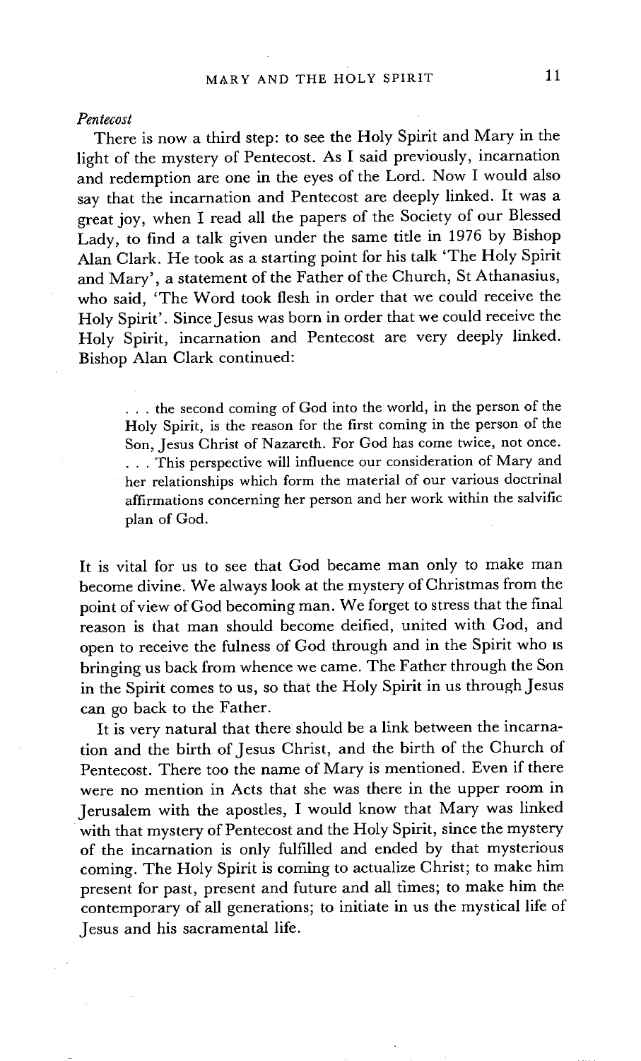*Pentecost*

There is now a third step: to see the Holy Spirit and Mary in the light of the mystery of Pentecost. As I said previously, incarnation and redemption are one in the eyes of the Lord. Now I would also say that the incarnation and Pentecost are deeply linked. It was a great joy, when I read all the papers of the Society of our Blessed Lady, to find a talk given under the same title in 1976 by Bishop Alan Clark. He took as a starting point for his talk 'The Holy Spirit and Mary', a statement of the Father of the Church, St Athanasius, who said, 'The Word took flesh in order that we could receive the Holy Spirit'. Since Jesus was born in order that we could receive the Holy Spirit, incarnation and Pentecost are very deeply linked. Bishop Alan Clark continued:

> . . . the second coming of God into the world, in the person of the Holy Spirit, is the reason for the first coming in the person of the Son, Jesus Christ of Nazareth. For God has come twice, not once. . . . This perspective will influence our consideration of Mary and her relationships which form the material of our various doctrinal affirmations concerning her person and her work within the salvific plan of God.

It is vital for us to see that God became man only to make man become divine. We always look at the mystery of Christmas from the point of view of God becoming man. We forget to stress that the final reason is that man should become deified, united with God, and open to receive the fulness of God through and in the Spirit who is bringing us back from whence we came. The Father through the Son in the Spirit comes to us, so that the Holy Spirit in us through Jesus can go back to the Father.

It is very natural that there should be a link between the incarnation and the birth of Jesus Christ, and the birth of the Church of Pentecost. There too the name of Mary is mentioned. Even if there were no mention in Acts that she was there in the upper room in Jerusalem with the apostles, I would know that Mary was linked with that mystery of Pentecost and the Holy Spirit, since the mystery of the incarnation is only fulfilled and ended by that mysterious coming. The Holy Spirit is coming to actualize Christ; to make him present for past, present and future and all times; to make him the contemporary of all generations; to initiate in us the mystical life of Jesus and his sacramental life.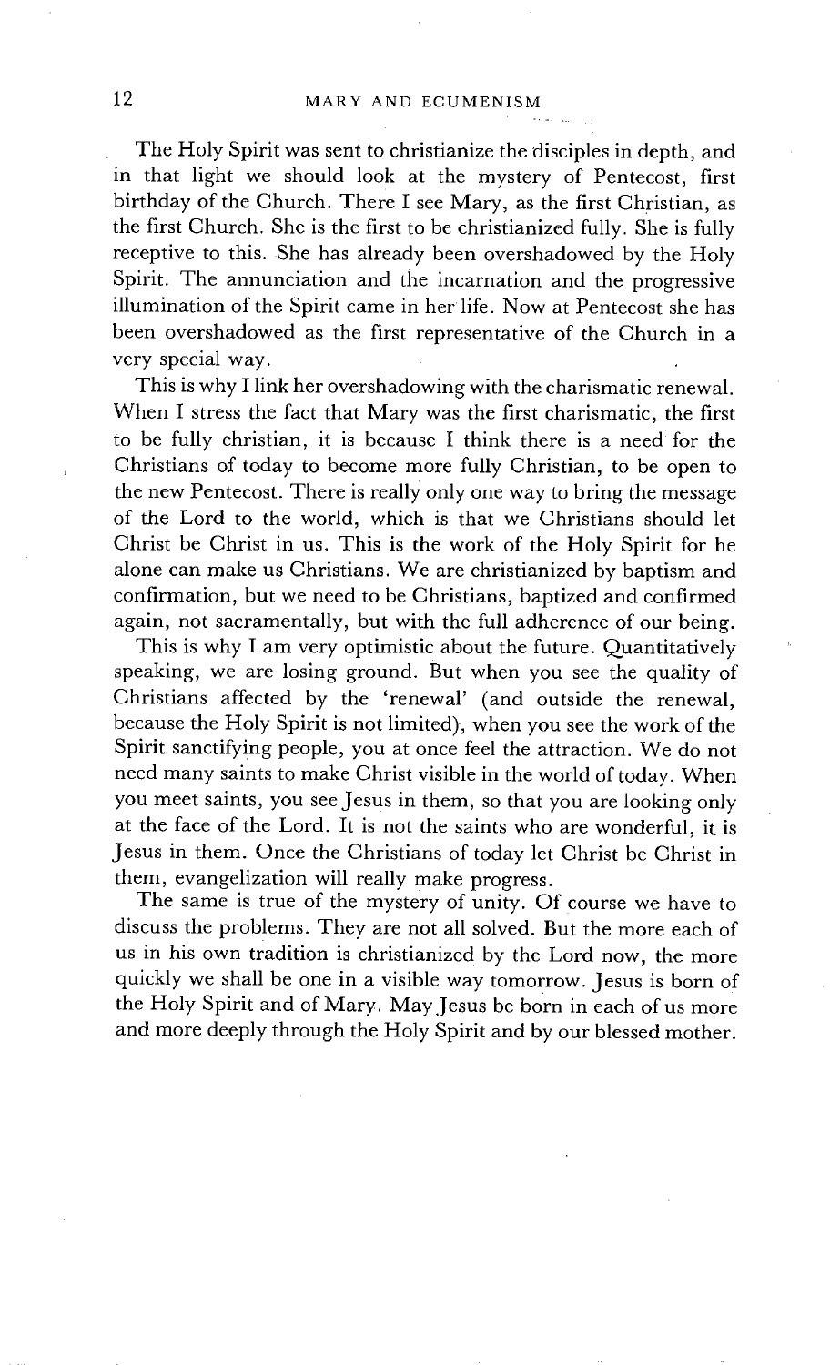The Holy Spirit was sent to christianize the disciples in depth, and in that light we should look at the mystery of Pentecost, first birthday of the Church. There I see Mary, as the first Christian, as the first Church. She is the first to be christianized fully. She is fully receptive to this. She has already been overshadowed by the Holy Spirit. The annunciation and the incarnation and the progressive illumination of the Spirit came in her life. Now at Pentecost she has been overshadowed as the first representative of the Church in a very special way.

This is why I link her overshadowing with the charismatic renewal. When I stress the fact that Mary was the first charismatic, the first to be fully christian, it is because I think there is a need for the Christians of today to become more fully Christian, to be open to the new Pentecost. There is really only one way to bring the message of the Lord to the world, which is that we Christians should let Christ be Christ in us. This is the work of the Holy Spirit for he alone can make us Christians. We are christianized by baptism and confirmation, but we need to be Christians, baptized and confirmed again, not sacramentally, but with the full adherence of our being.

This is why I am very optimistic about the future. Quantitatively speaking, we are losing ground. But when you see the quality of Christians affected by the 'renewal' (and outside the renewal, because the Holy Spirit is not limited), when you see the work of the Spirit sanctifying people, you at once feel the attraction. We do not need many saints to make Christ visible in the world of today. When you meet saints, you see Jesus in them, so that you are looking only at the face of the Lord. It is not the saints who are wonderful, it is Jesus in them. Once the Christians of today let Christ be Christ in them, evangelization will really make progress.

The same is true of the mystery of unity. Of course we have to discuss the problems. They are not all solved. But the more each of us in his own tradition is christianized by the Lord now, the more quickly we shall be one in a visible way tomorrow. Jesus is born of the Holy Spirit and of Mary. May Jesus be born in each of us more and more deeply through the Holy Spirit and by our blessed mother.